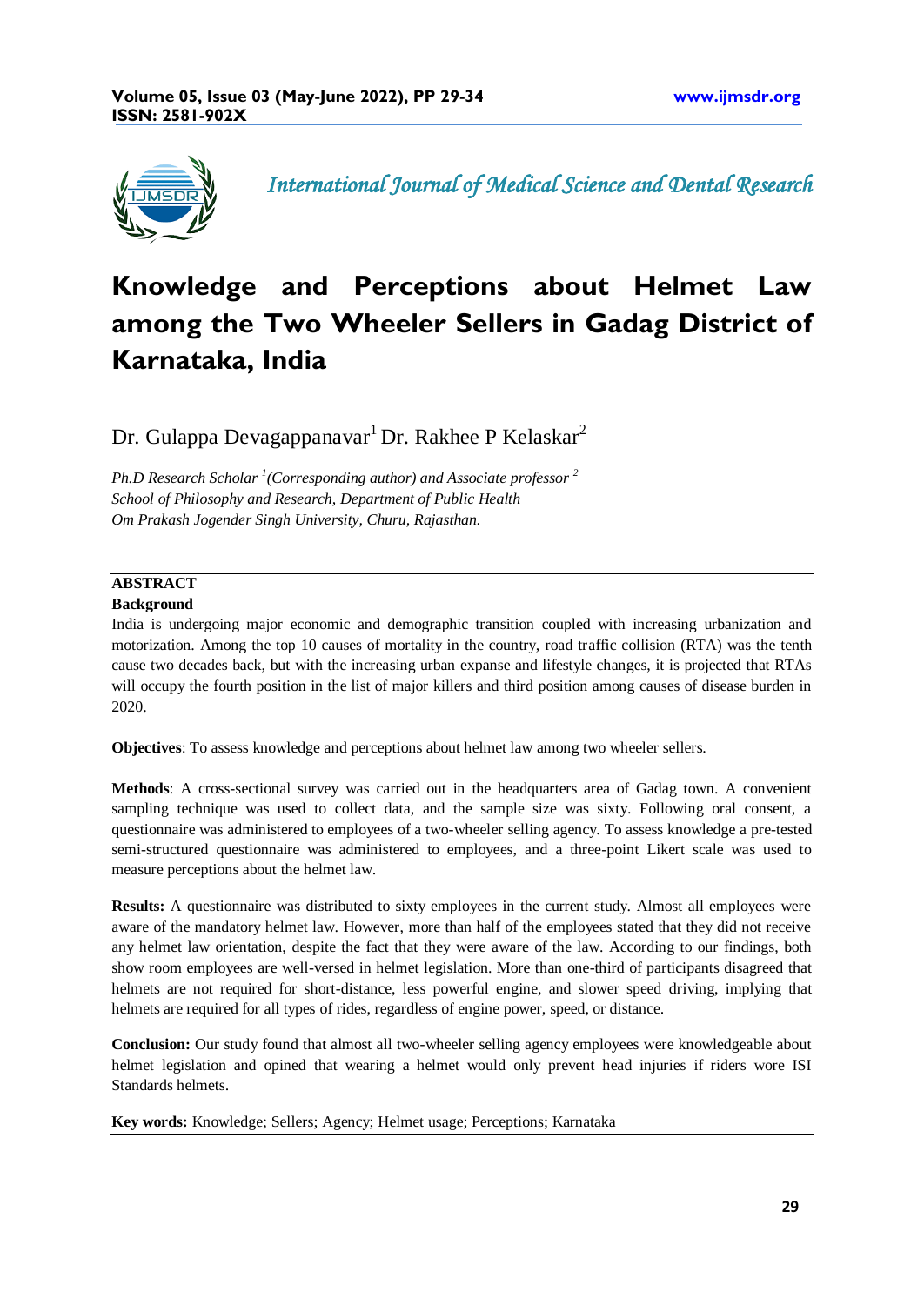# Knowledge and Perceptions about Helmet Law among the Two Wheeler Sellers in Gadag District of Karnataka, India

Dr. Gulappa Devagappanavar[1] Dr. Rakhee P Kelaskar[2]

*Ph.D Research Scholar [1](Corresponding author) and Associate professor [2]*
*School of Philosophy and Research, Department of Public Health*
*Om Prakash Jogender Singh University, Churu, Rajasthan.*

## ABSTRACT

**Background**

India is undergoing major economic and demographic transition coupled with increasing urbanization and motorization. Among the top 10 causes of mortality in the country, road traffic collision (RTA) was the tenth cause two decades back, but with the increasing urban expanse and lifestyle changes, it is projected that RTAs will occupy the fourth position in the list of major killers and third position among causes of disease burden in 2020.

**Objectives**: To assess knowledge and perceptions about helmet law among two wheeler sellers.

**Methods**: A cross-sectional survey was carried out in the headquarters area of Gadag town. A convenient sampling technique was used to collect data, and the sample size was sixty. Following oral consent, a questionnaire was administered to employees of a two-wheeler selling agency. To assess knowledge a pre-tested semi-structured questionnaire was administered to employees, and a three-point Likert scale was used to measure perceptions about the helmet law.

**Results:** A questionnaire was distributed to sixty employees in the current study. Almost all employees were aware of the mandatory helmet law. However, more than half of the employees stated that they did not receive any helmet law orientation, despite the fact that they were aware of the law. According to our findings, both show room employees are well-versed in helmet legislation. More than one-third of participants disagreed that helmets are not required for short-distance, less powerful engine, and slower speed driving, implying that helmets are required for all types of rides, regardless of engine power, speed, or distance.

**Conclusion:** Our study found that almost all two-wheeler selling agency employees were knowledgeable about helmet legislation and opined that wearing a helmet would only prevent head injuries if riders wore ISI Standards helmets.

**Key words:** Knowledge; Sellers; Agency; Helmet usage; Perceptions; Karnataka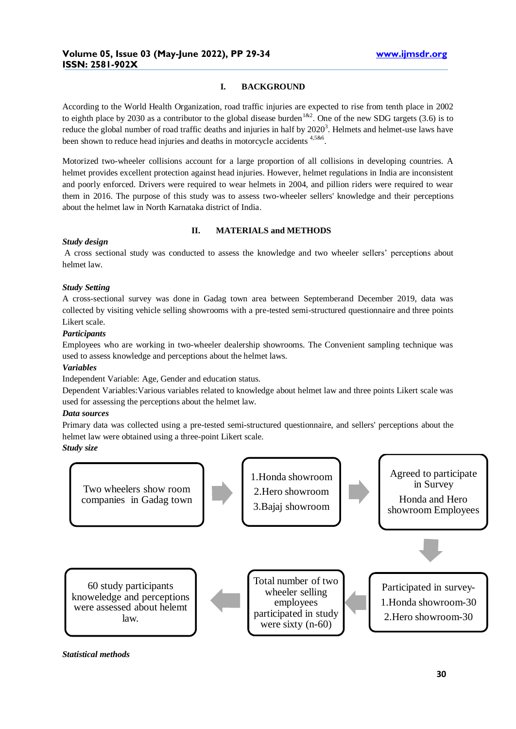## I. BACKGROUND

According to the World Health Organization, road traffic injuries are expected to rise from tenth place in 2002 to eighth place by 2030 as a contributor to the global disease burden[1&2]. One of the new SDG targets (3.6) is to reduce the global number of road traffic deaths and injuries in half by 2020[3]. Helmets and helmet-use laws have been shown to reduce head injuries and deaths in motorcycle accidents [4,5&6].

Motorized two-wheeler collisions account for a large proportion of all collisions in developing countries. A helmet provides excellent protection against head injuries. However, helmet regulations in India are inconsistent and poorly enforced. Drivers were required to wear helmets in 2004, and pillion riders were required to wear them in 2016. The purpose of this study was to assess two-wheeler sellers' knowledge and their perceptions about the helmet law in North Karnataka district of India.

## II. MATERIALS and METHODS

***Study design***

A cross sectional study was conducted to assess the knowledge and two wheeler sellers' perceptions about helmet law.

***Study Setting***

A cross-sectional survey was done in Gadag town area between Septemberand December 2019, data was collected by visiting vehicle selling showrooms with a pre-tested semi-structured questionnaire and three points Likert scale.

***Participants***

Employees who are working in two-wheeler dealership showrooms. The Convenient sampling technique was used to assess knowledge and perceptions about the helmet laws.

***Variables***

Independent Variable: Age, Gender and education status.

Dependent Variables:Various variables related to knowledge about helmet law and three points Likert scale was used for assessing the perceptions about the helmet law.

***Data sources***

Primary data was collected using a pre-tested semi-structured questionnaire, and sellers' perceptions about the helmet law were obtained using a three-point Likert scale.

***Study size***

Two wheelers show room companies in Gadag town

1.Honda showroom
2.Hero showroom
3.Bajaj showroom

Agreed to participate in Survey
Honda and Hero showroom Employees

Participated in survey-
1.Honda showroom-30
2.Hero showroom-30

Total number of two wheeler selling employees participated in study were sixty (n-60)

60 study participants knoweledge and perceptions were assessed about helemt law.

***Statistical methods***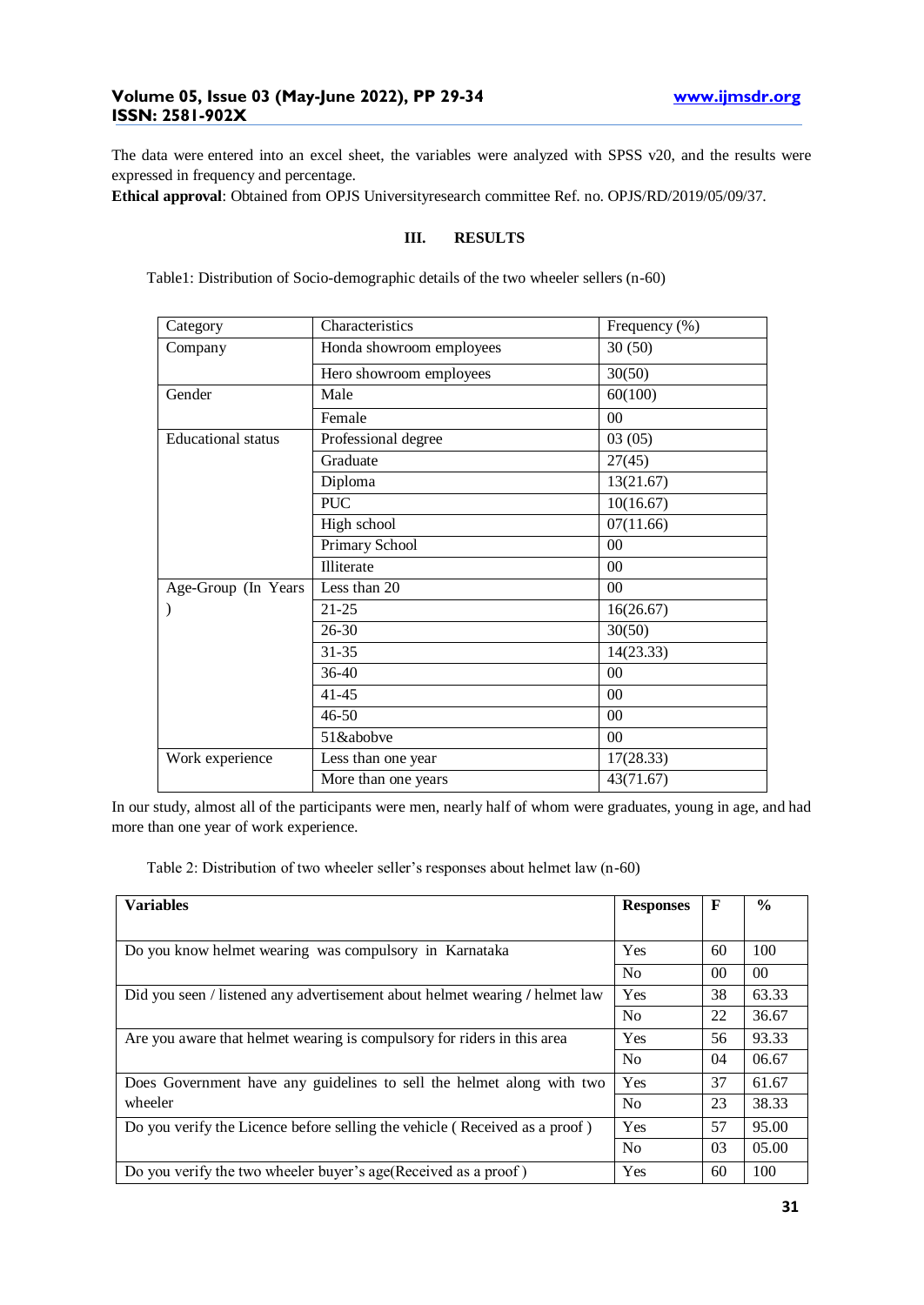The data were entered into an excel sheet, the variables were analyzed with SPSS v20, and the results were expressed in frequency and percentage.

**Ethical approval**: Obtained from OPJS Universityresearch committee Ref. no. OPJS/RD/2019/05/09/37.

## III. RESULTS

Table1: Distribution of Socio-demographic details of the two wheeler sellers (n-60)

| Category | Characteristics | Frequency (%) |
|---|---|---|
| Company | Honda showroom employees | 30 (50) |
| | Hero showroom employees | 30(50) |
| Gender | Male | 60(100) |
| | Female | 00 |
| Educational status | Professional degree | 03 (05) |
| | Graduate | 27(45) |
| | Diploma | 13(21.67) |
| | PUC | 10(16.67) |
| | High school | 07(11.66) |
| | Primary School | 00 |
| | Illiterate | 00 |
| Age-Group (In Years ) | Less than 20 | 00 |
| | 21-25 | 16(26.67) |
| | 26-30 | 30(50) |
| | 31-35 | 14(23.33) |
| | 36-40 | 00 |
| | 41-45 | 00 |
| | 46-50 | 00 |
| | 51&abobve | 00 |
| Work experience | Less than one year | 17(28.33) |
| | More than one years | 43(71.67) |

In our study, almost all of the participants were men, nearly half of whom were graduates, young in age, and had more than one year of work experience.

Table 2: Distribution of two wheeler seller's responses about helmet law (n-60)

| **Variables** | **Responses** | **F** | **%** |
|---|---|---|---|
| Do you know helmet wearing was compulsory in Karnataka | Yes | 60 | 100 |
| | No | 00 | 00 |
| Did you seen / listened any advertisement about helmet wearing / helmet law | Yes | 38 | 63.33 |
| | No | 22 | 36.67 |
| Are you aware that helmet wearing is compulsory for riders in this area | Yes | 56 | 93.33 |
| | No | 04 | 06.67 |
| Does Government have any guidelines to sell the helmet along with two wheeler | Yes | 37 | 61.67 |
| | No | 23 | 38.33 |
| Do you verify the Licence before selling the vehicle ( Received as a proof ) | Yes | 57 | 95.00 |
| | No | 03 | 05.00 |
| Do you verify the two wheeler buyer's age(Received as a proof ) | Yes | 60 | 100 |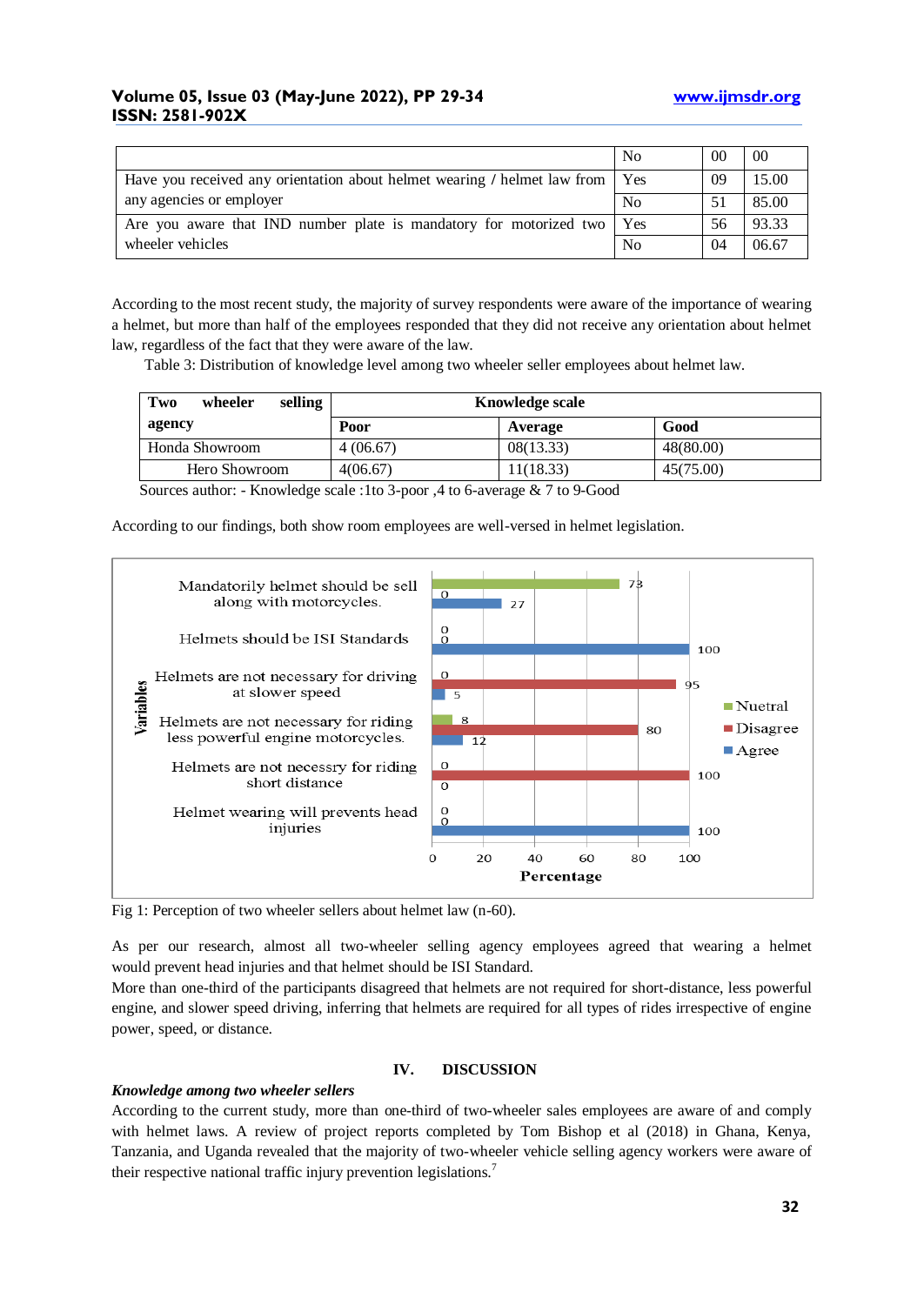| | | | |
|---|---|---|---|
| | No | 00 | 00 |
| Have you received any orientation about helmet wearing / helmet law from any agencies or employer | Yes | 09 | 15.00 |
| | No | 51 | 85.00 |
| Are you aware that IND number plate is mandatory for motorized two wheeler vehicles | Yes | 56 | 93.33 |
| | No | 04 | 06.67 |

According to the most recent study, the majority of survey respondents were aware of the importance of wearing a helmet, but more than half of the employees responded that they did not receive any orientation about helmet law, regardless of the fact that they were aware of the law.

Table 3: Distribution of knowledge level among two wheeler seller employees about helmet law.

| **Two wheeler selling agency** | **Knowledge scale** | | |
|---|---|---|---|
| | **Poor** | **Average** | **Good** |
| Honda Showroom | 4 (06.67) | 08(13.33) | 48(80.00) |
| Hero Showroom | 4(06.67) | 11(18.33) | 45(75.00) |

Sources author: - Knowledge scale :1to 3-poor ,4 to 6-average & 7 to 9-Good

According to our findings, both show room employees are well-versed in helmet legislation.

Variables

Mandatorily helmet should be sell along with motorcycles.
73
0
27

Helmets should be ISI Standards
0
0
100

Helmets are not necessary for driving at slower speed
0
95
5

Helmets are not necessary for riding less powerful engine motorcycles.
8
80
12

Helmets are not necessry for riding short distance
0
100
0

Helmet wearing will prevents head injuries
0
0
100

0 20 40 60 80 100

Percentage

Nuetral
Disagree
Agree

Fig 1: Perception of two wheeler sellers about helmet law (n-60).

As per our research, almost all two-wheeler selling agency employees agreed that wearing a helmet would prevent head injuries and that helmet should be ISI Standard.

More than one-third of the participants disagreed that helmets are not required for short-distance, less powerful engine, and slower speed driving, inferring that helmets are required for all types of rides irrespective of engine power, speed, or distance.

## IV. DISCUSSION

***Knowledge among two wheeler sellers***

According to the current study, more than one-third of two-wheeler sales employees are aware of and comply with helmet laws. A review of project reports completed by Tom Bishop et al (2018) in Ghana, Kenya, Tanzania, and Uganda revealed that the majority of two-wheeler vehicle selling agency workers were aware of their respective national traffic injury prevention legislations.[7]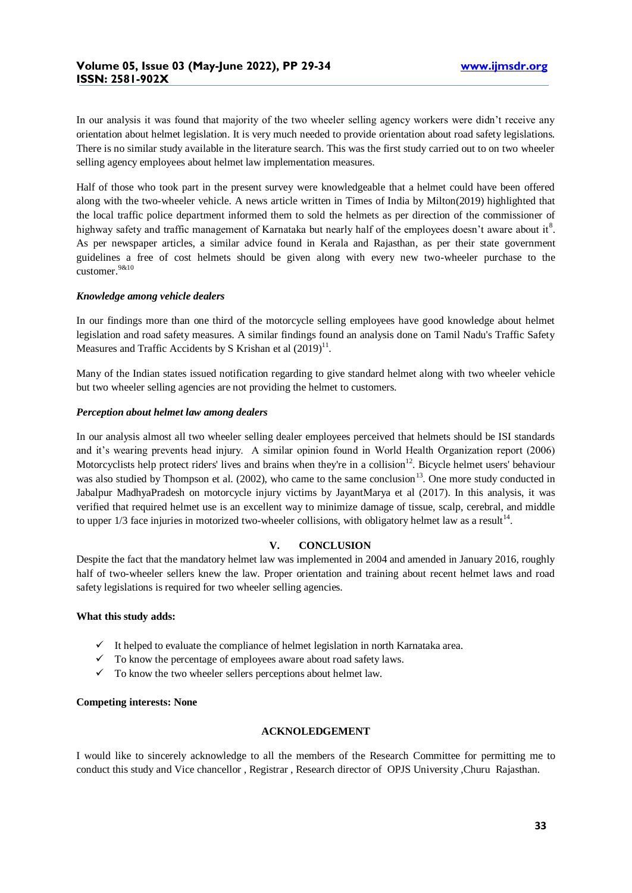In our analysis it was found that majority of the two wheeler selling agency workers were didn't receive any orientation about helmet legislation. It is very much needed to provide orientation about road safety legislations. There is no similar study available in the literature search. This was the first study carried out to on two wheeler selling agency employees about helmet law implementation measures.

Half of those who took part in the present survey were knowledgeable that a helmet could have been offered along with the two-wheeler vehicle. A news article written in Times of India by Milton(2019) highlighted that the local traffic police department informed them to sold the helmets as per direction of the commissioner of highway safety and traffic management of Karnataka but nearly half of the employees doesn't aware about it[8]. As per newspaper articles, a similar advice found in Kerala and Rajasthan, as per their state government guidelines a free of cost helmets should be given along with every new two-wheeler purchase to the customer.[9&10]

***Knowledge among vehicle dealers***

In our findings more than one third of the motorcycle selling employees have good knowledge about helmet legislation and road safety measures. A similar findings found an analysis done on Tamil Nadu's Traffic Safety Measures and Traffic Accidents by S Krishan et al (2019)[11].

Many of the Indian states issued notification regarding to give standard helmet along with two wheeler vehicle but two wheeler selling agencies are not providing the helmet to customers.

***Perception about helmet law among dealers***

In our analysis almost all two wheeler selling dealer employees perceived that helmets should be ISI standards and it's wearing prevents head injury. A similar opinion found in World Health Organization report (2006) Motorcyclists help protect riders' lives and brains when they're in a collision[12]. Bicycle helmet users' behaviour was also studied by Thompson et al. (2002), who came to the same conclusion[13]. One more study conducted in Jabalpur MadhyaPradesh on motorcycle injury victims by JayantMarya et al (2017). In this analysis, it was verified that required helmet use is an excellent way to minimize damage of tissue, scalp, cerebral, and middle to upper 1/3 face injuries in motorized two-wheeler collisions, with obligatory helmet law as a result[14].

## V. CONCLUSION

Despite the fact that the mandatory helmet law was implemented in 2004 and amended in January 2016, roughly half of two-wheeler sellers knew the law. Proper orientation and training about recent helmet laws and road safety legislations is required for two wheeler selling agencies.

**What this study adds:**

- ✓ It helped to evaluate the compliance of helmet legislation in north Karnataka area.
- ✓ To know the percentage of employees aware about road safety laws.
- ✓ To know the two wheeler sellers perceptions about helmet law.

**Competing interests: None**

## ACKNOLEDGEMENT

I would like to sincerely acknowledge to all the members of the Research Committee for permitting me to conduct this study and Vice chancellor , Registrar , Research director of OPJS University ,Churu Rajasthan.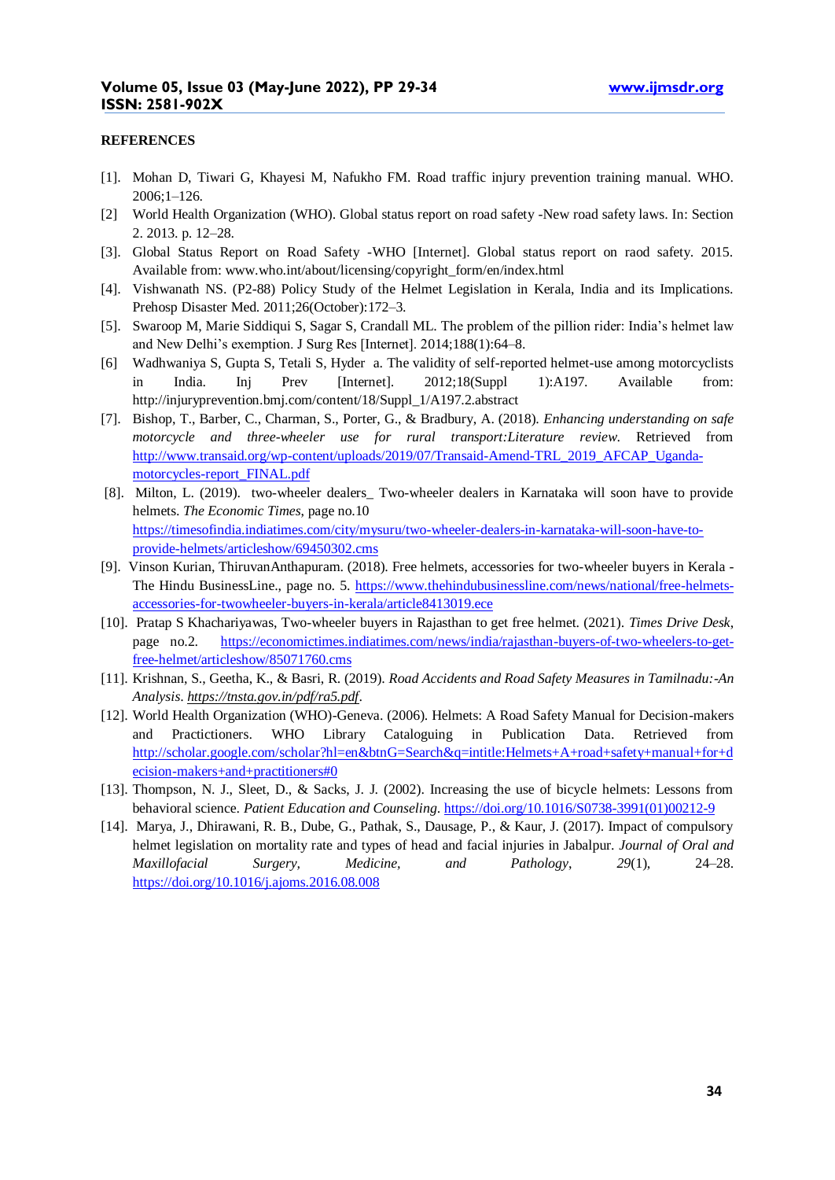**REFERENCES**

[1]. Mohan D, Tiwari G, Khayesi M, Nafukho FM. Road traffic injury prevention training manual. WHO. 2006;1–126.

[2] World Health Organization (WHO). Global status report on road safety -New road safety laws. In: Section 2. 2013. p. 12–28.

[3]. Global Status Report on Road Safety -WHO [Internet]. Global status report on raod safety. 2015. Available from: www.who.int/about/licensing/copyright_form/en/index.html

[4]. Vishwanath NS. (P2-88) Policy Study of the Helmet Legislation in Kerala, India and its Implications. Prehosp Disaster Med. 2011;26(October):172–3.

[5]. Swaroop M, Marie Siddiqui S, Sagar S, Crandall ML. The problem of the pillion rider: India's helmet law and New Delhi's exemption. J Surg Res [Internet]. 2014;188(1):64–8.

[6] Wadhwaniya S, Gupta S, Tetali S, Hyder a. The validity of self-reported helmet-use among motorcyclists in India. Inj Prev [Internet]. 2012;18(Suppl 1):A197. Available from: http://injuryprevention.bmj.com/content/18/Suppl_1/A197.2.abstract

[7]. Bishop, T., Barber, C., Charman, S., Porter, G., & Bradbury, A. (2018). *Enhancing understanding on safe motorcycle and three-wheeler use for rural transport:Literature review.* Retrieved from http://www.transaid.org/wp-content/uploads/2019/07/Transaid-Amend-TRL_2019_AFCAP_Uganda-motorcycles-report_FINAL.pdf

[8]. Milton, L. (2019). two-wheeler dealers_ Two-wheeler dealers in Karnataka will soon have to provide helmets. *The Economic Times*, page no.10 https://timesofindia.indiatimes.com/city/mysuru/two-wheeler-dealers-in-karnataka-will-soon-have-to-provide-helmets/articleshow/69450302.cms

[9]. Vinson Kurian, ThiruvanAnthapuram. (2018). Free helmets, accessories for two-wheeler buyers in Kerala - The Hindu BusinessLine., page no. 5. https://www.thehindubusinessline.com/news/national/free-helmets-accessories-for-twowheeler-buyers-in-kerala/article8413019.ece

[10]. Pratap S Khachariyawas, Two-wheeler buyers in Rajasthan to get free helmet. (2021). *Times Drive Desk*, page no.2. https://economictimes.indiatimes.com/news/india/rajasthan-buyers-of-two-wheelers-to-get-free-helmet/articleshow/85071760.cms

[11]. Krishnan, S., Geetha, K., & Basri, R. (2019). *Road Accidents and Road Safety Measures in Tamilnadu:-An Analysis*. *https://tnsta.gov.in/pdf/ra5.pdf*.

[12]. World Health Organization (WHO)-Geneva. (2006). Helmets: A Road Safety Manual for Decision-makers and Practictioners. WHO Library Cataloguing in Publication Data. Retrieved from http://scholar.google.com/scholar?hl=en&btnG=Search&q=intitle:Helmets+A+road+safety+manual+for+decision-makers+and+practitioners#0

[13]. Thompson, N. J., Sleet, D., & Sacks, J. J. (2002). Increasing the use of bicycle helmets: Lessons from behavioral science. *Patient Education and Counseling*. https://doi.org/10.1016/S0738-3991(01)00212-9

[14]. Marya, J., Dhirawani, R. B., Dube, G., Pathak, S., Dausage, P., & Kaur, J. (2017). Impact of compulsory helmet legislation on mortality rate and types of head and facial injuries in Jabalpur. *Journal of Oral and Maxillofacial Surgery, Medicine, and Pathology*, *29*(1), 24–28. https://doi.org/10.1016/j.ajoms.2016.08.008